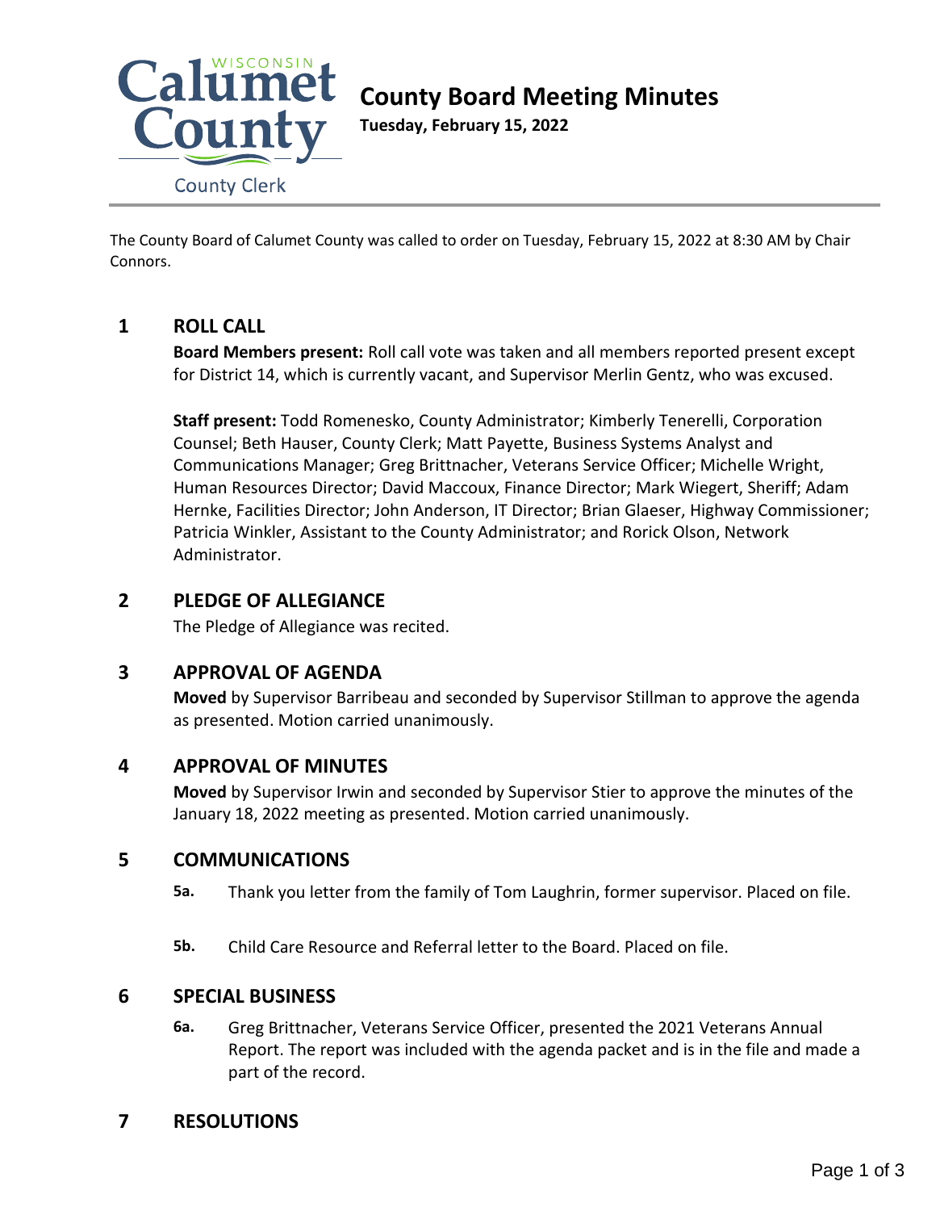Calumet County

WISCONSIN

County Clerk

# County Board Meeting Minutes

**Tuesday, February 15, 2022**

The County Board of Calumet County was called to order on Tuesday, February 15, 2022 at 8:30 AM by Chair Connors.

## 1 ROLL CALL

**Board Members present:** Roll call vote was taken and all members reported present except for District 14, which is currently vacant, and Supervisor Merlin Gentz, who was excused.

**Staff present:** Todd Romenesko, County Administrator; Kimberly Tenerelli, Corporation Counsel; Beth Hauser, County Clerk; Matt Payette, Business Systems Analyst and Communications Manager; Greg Brittnacher, Veterans Service Officer; Michelle Wright, Human Resources Director; David Maccoux, Finance Director; Mark Wiegert, Sheriff; Adam Hernke, Facilities Director; John Anderson, IT Director; Brian Glaeser, Highway Commissioner; Patricia Winkler, Assistant to the County Administrator; and Rorick Olson, Network Administrator.

## 2 PLEDGE OF ALLEGIANCE

The Pledge of Allegiance was recited.

## 3 APPROVAL OF AGENDA

**Moved** by Supervisor Barribeau and seconded by Supervisor Stillman to approve the agenda as presented. Motion carried unanimously.

## 4 APPROVAL OF MINUTES

**Moved** by Supervisor Irwin and seconded by Supervisor Stier to approve the minutes of the January 18, 2022 meeting as presented. Motion carried unanimously.

## 5 COMMUNICATIONS

**5a.** Thank you letter from the family of Tom Laughrin, former supervisor. Placed on file.

**5b.** Child Care Resource and Referral letter to the Board. Placed on file.

## 6 SPECIAL BUSINESS

**6a.** Greg Brittnacher, Veterans Service Officer, presented the 2021 Veterans Annual Report. The report was included with the agenda packet and is in the file and made a part of the record.

## 7 RESOLUTIONS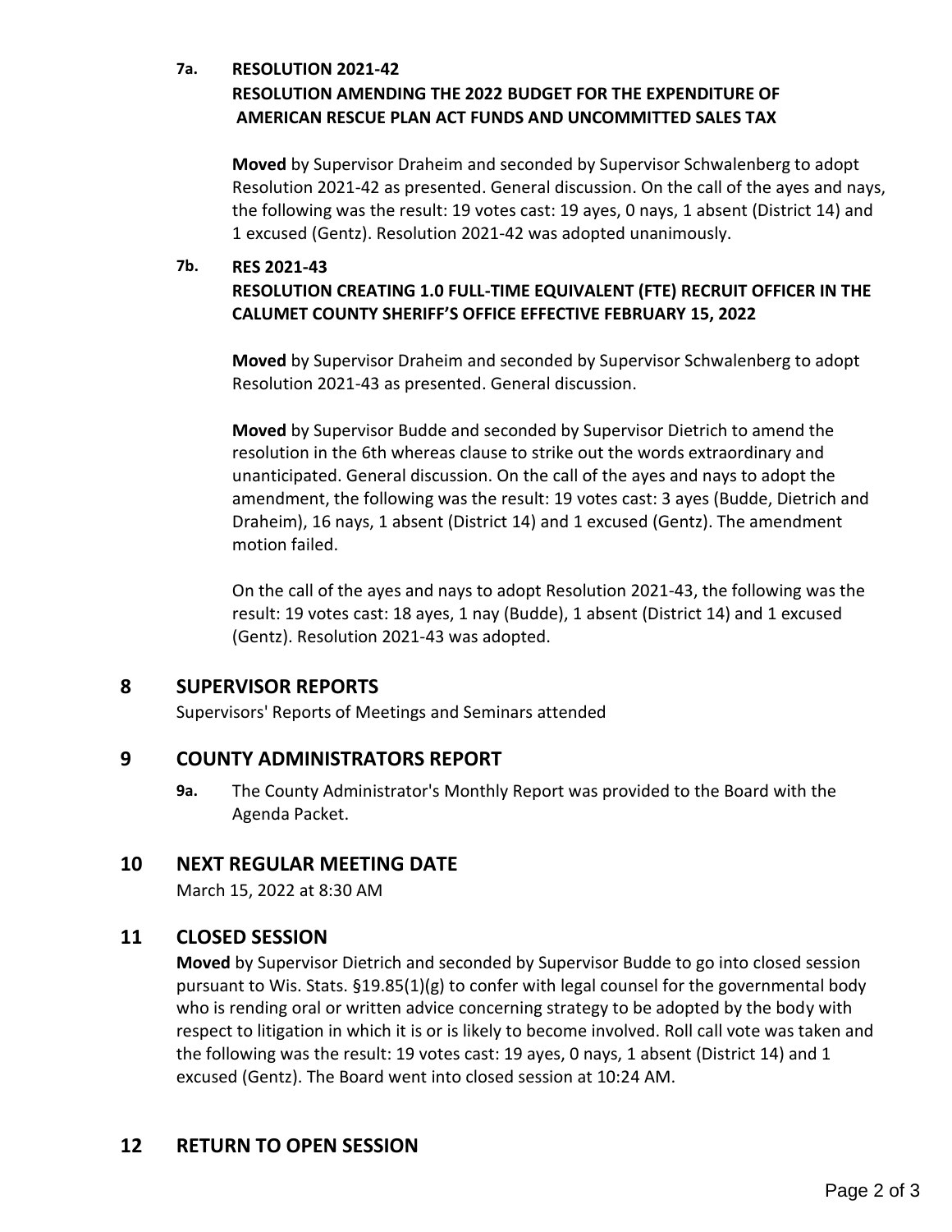**7a. RESOLUTION 2021-42**
**RESOLUTION AMENDING THE 2022 BUDGET FOR THE EXPENDITURE OF AMERICAN RESCUE PLAN ACT FUNDS AND UNCOMMITTED SALES TAX**

**Moved** by Supervisor Draheim and seconded by Supervisor Schwalenberg to adopt Resolution 2021-42 as presented. General discussion. On the call of the ayes and nays, the following was the result: 19 votes cast: 19 ayes, 0 nays, 1 absent (District 14) and 1 excused (Gentz). Resolution 2021-42 was adopted unanimously.

**7b. RES 2021-43**
**RESOLUTION CREATING 1.0 FULL-TIME EQUIVALENT (FTE) RECRUIT OFFICER IN THE CALUMET COUNTY SHERIFF'S OFFICE EFFECTIVE FEBRUARY 15, 2022**

**Moved** by Supervisor Draheim and seconded by Supervisor Schwalenberg to adopt Resolution 2021-43 as presented. General discussion.

**Moved** by Supervisor Budde and seconded by Supervisor Dietrich to amend the resolution in the 6th whereas clause to strike out the words extraordinary and unanticipated. General discussion. On the call of the ayes and nays to adopt the amendment, the following was the result: 19 votes cast: 3 ayes (Budde, Dietrich and Draheim), 16 nays, 1 absent (District 14) and 1 excused (Gentz). The amendment motion failed.

On the call of the ayes and nays to adopt Resolution 2021-43, the following was the result: 19 votes cast: 18 ayes, 1 nay (Budde), 1 absent (District 14) and 1 excused (Gentz). Resolution 2021-43 was adopted.

## 8 SUPERVISOR REPORTS

Supervisors' Reports of Meetings and Seminars attended

## 9 COUNTY ADMINISTRATORS REPORT

**9a.** The County Administrator's Monthly Report was provided to the Board with the Agenda Packet.

## 10 NEXT REGULAR MEETING DATE

March 15, 2022 at 8:30 AM

## 11 CLOSED SESSION

**Moved** by Supervisor Dietrich and seconded by Supervisor Budde to go into closed session pursuant to Wis. Stats. §19.85(1)(g) to confer with legal counsel for the governmental body who is rending oral or written advice concerning strategy to be adopted by the body with respect to litigation in which it is or is likely to become involved. Roll call vote was taken and the following was the result: 19 votes cast: 19 ayes, 0 nays, 1 absent (District 14) and 1 excused (Gentz). The Board went into closed session at 10:24 AM.

## 12 RETURN TO OPEN SESSION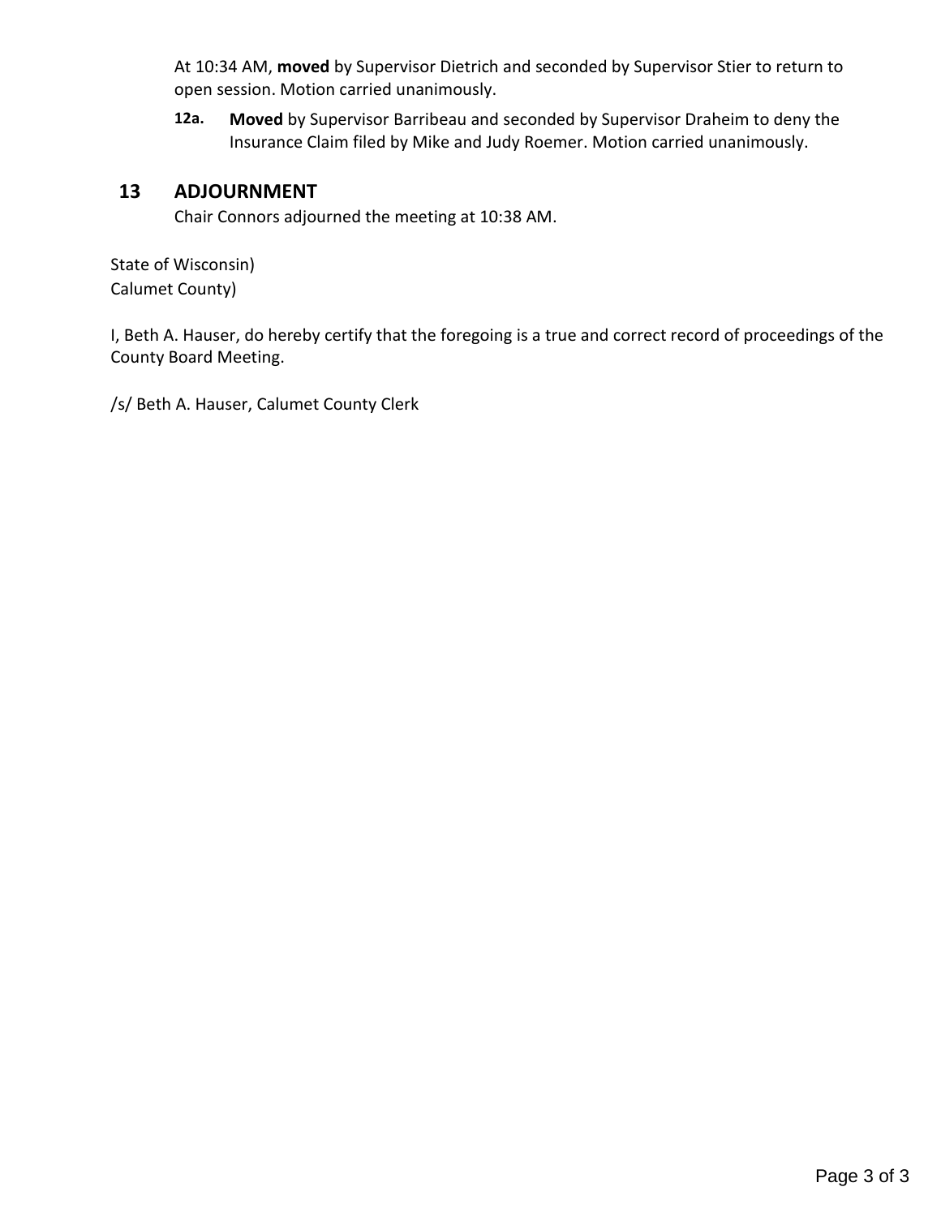At 10:34 AM, **moved** by Supervisor Dietrich and seconded by Supervisor Stier to return to open session. Motion carried unanimously.

**12a.** **Moved** by Supervisor Barribeau and seconded by Supervisor Draheim to deny the Insurance Claim filed by Mike and Judy Roemer. Motion carried unanimously.

## 13 ADJOURNMENT

Chair Connors adjourned the meeting at 10:38 AM.

State of Wisconsin)
Calumet County)

I, Beth A. Hauser, do hereby certify that the foregoing is a true and correct record of proceedings of the County Board Meeting.

/s/ Beth A. Hauser, Calumet County Clerk